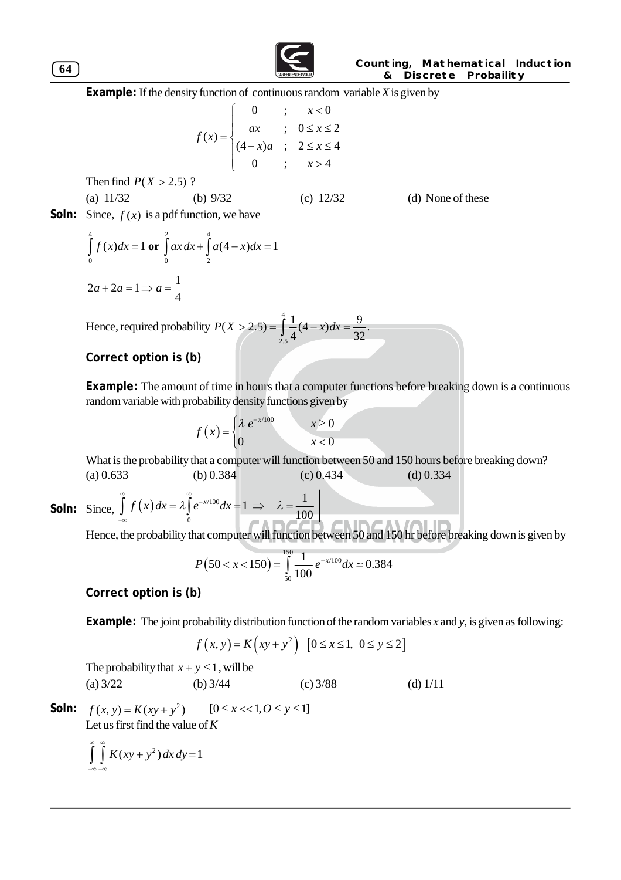**Example:** If the density function of continuous random variable $X$ is given by

$$f(x) = \begin{cases} 0 & ; \quad x < 0 \\ ax & ; \quad 0 \le x \le 2 \\ (4-x)a & ; \quad 2 \le x \le 4 \\ 0 & ; \quad x > 4 \end{cases}$$

Then find $P(X > 2.5)$ ?

(a) 11/32 (b) 9/32 (c) 12/32 (d) None of these

**Soln:** Since, $f(x)$ is a pdf function, we have

$$\int_0^4 f(x)dx = 1 \textbf{ or } \int_0^2 ax\,dx + \int_2^4 a(4-x)dx = 1$$

$$2a + 2a = 1 \Rightarrow a = \frac{1}{4}$$

Hence, required probability $P(X > 2.5) = \int_{2.5}^{4} \frac{1}{4}(4-x)dx = \frac{9}{32}$.

**Correct option is (b)**

**Example:** The amount of time in hours that a computer functions before breaking down is a continuous random variable with probability density functions given by

$$f(x) = \begin{cases} \lambda\, e^{-x/100} & x \ge 0 \\ 0 & x < 0 \end{cases}$$

What is the probability that a computer will function between 50 and 150 hours before breaking down?

(a) 0.633 (b) 0.384 (c) 0.434 (d) 0.334

**Soln:** Since, $\int_{-\infty}^{\infty} f(x)dx = \lambda \int_0^{\infty} e^{-x/100}dx = 1 \Rightarrow \boxed{\lambda = \frac{1}{100}}$

Hence, the probability that computer will function between 50 and 150 hr before breaking down is given by

$$P(50 < x < 150) = \int_{50}^{150} \frac{1}{100} e^{-x/100} dx \simeq 0.384$$

**Correct option is (b)**

**Example:** The joint probability distribution function of the random variables $x$ and $y$, is given as following:

$$f(x, y) = K\left(xy + y^2\right) \quad \left[0 \le x \le 1,\ 0 \le y \le 2\right]$$

The probability that $x + y \le 1$, will be

(a) 3/22 (b) 3/44 (c) 3/88 (d) 1/11

**Soln:** $f(x, y) = K(xy + y^2) \qquad [0 \le x << 1, O \le y \le 1]$

Let us first find the value of $K$

$$\int_{-\infty}^{\infty}\int_{-\infty}^{\infty} K(xy + y^2)\,dx\,dy = 1$$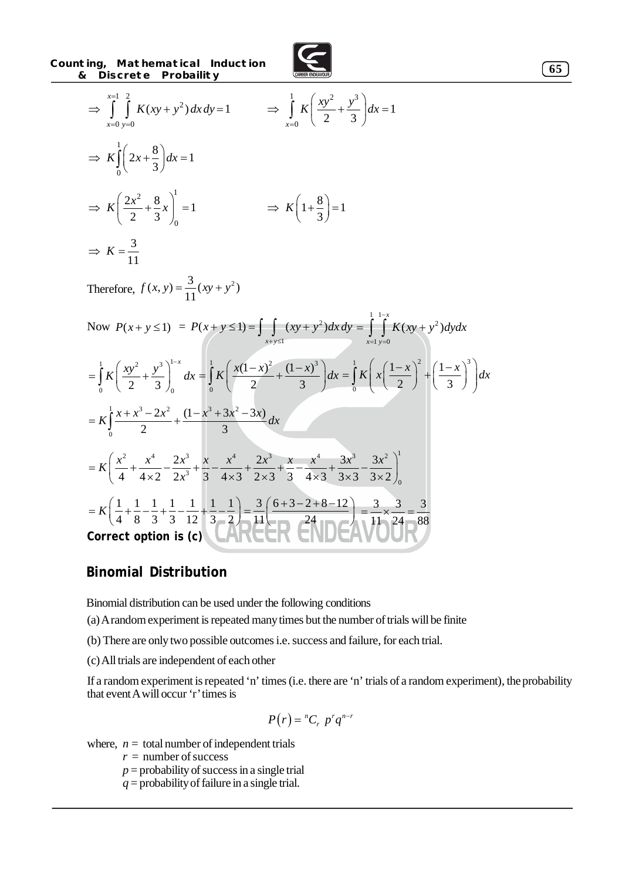$$\Rightarrow \int_{x=0}^{x=1}\int_{y=0}^{2} K(xy+y^2)\,dx\,dy = 1 \qquad \Rightarrow \int_{x=0}^{1} K\left(\frac{xy^2}{2}+\frac{y^3}{3}\right)dx = 1$$

$$\Rightarrow K\int_{0}^{1}\left(2x+\frac{8}{3}\right)dx = 1$$

$$\Rightarrow K\left(\frac{2x^2}{2}+\frac{8}{3}x\right)_0^1 = 1 \qquad \Rightarrow K\left(1+\frac{8}{3}\right) = 1$$

$$\Rightarrow K = \frac{3}{11}$$

Therefore, $f(x,y) = \frac{3}{11}(xy+y^2)$

Now $P(x+y\le 1)$ $= P(x+y\le 1) = \int\int_{x+y\le 1}(xy+y^2)dx\,dy = \int_{x=1}^{1}\int_{y=0}^{1-x} K(xy+y^2)dydx$

$$= \int_0^1 K\left(\frac{xy^2}{2}+\frac{y^3}{3}\right)_0^{1-x} dx = \int_0^1 K\left(\frac{x(1-x)^2}{2}+\frac{(1-x)^3}{3}\right)dx = \int_0^1 K\left(x\left(\frac{1-x}{2}\right)^2+\left(\frac{1-x}{3}\right)^3\right)dx$$

$$= K\int_0^1 \frac{x+x^3-2x^2}{2}+\frac{(1-x^3+3x^2-3x)}{3}dx$$

$$= K\left(\frac{x^2}{4}+\frac{x^4}{4\times 2}-\frac{2x^3}{2x^3}+\frac{x}{3}-\frac{x^4}{4\times 3}+\frac{2x^3}{2\times 3}+\frac{x}{3}-\frac{x^4}{4\times 3}+\frac{3x^3}{3\times 3}-\frac{3x^2}{3\times 2}\right)_0^1$$

$$= K\left(\frac{1}{4}+\frac{1}{8}-\frac{1}{3}+\frac{1}{3}-\frac{1}{12}+\frac{1}{3}-\frac{1}{2}\right) = \frac{3}{11}\left(\frac{6+3-2+8-12}{24}\right) = \frac{3}{11}\times\frac{3}{24} = \frac{3}{88}$$

**Correct option is (c)**

## Binomial Distribution

Binomial distribution can be used under the following conditions

(a) A random experiment is repeated many times but the number of trials will be finite

(b) There are only two possible outcomes i.e. success and failure, for each trial.

(c) All trials are independent of each other

If a random experiment is repeated 'n' times (i.e. there are 'n' trials of a random experiment), the probability that event A will occur 'r' times is

$$P(r) = {}^nC_r\; p^r q^{n-r}$$

where, $n$ = total number of independent trials
$r$ = number of success
$p$ = probability of success in a single trial
$q$ = probability of failure in a single trial.